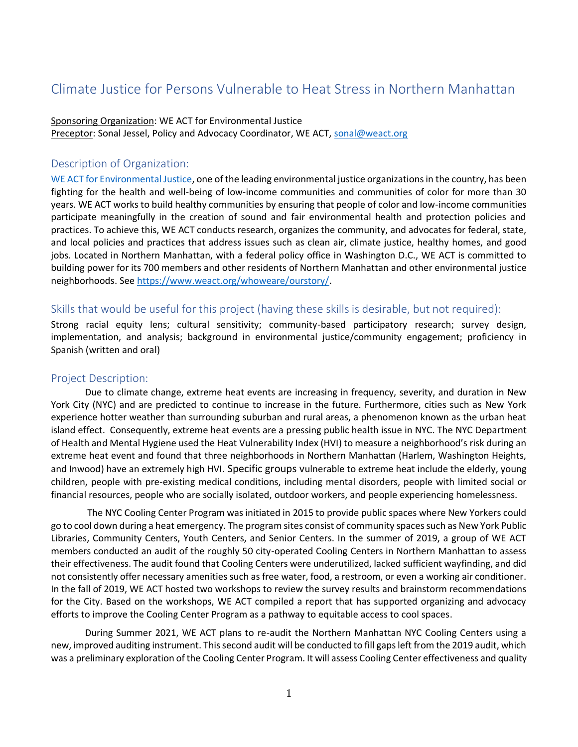# Climate Justice for Persons Vulnerable to Heat Stress in Northern Manhattan

Sponsoring Organization: WE ACT for Environmental Justice
Preceptor: Sonal Jessel, Policy and Advocacy Coordinator, WE ACT, sonal@weact.org

## Description of Organization:

WE ACT for Environmental Justice, one of the leading environmental justice organizations in the country, has been fighting for the health and well-being of low-income communities and communities of color for more than 30 years. WE ACT works to build healthy communities by ensuring that people of color and low-income communities participate meaningfully in the creation of sound and fair environmental health and protection policies and practices. To achieve this, WE ACT conducts research, organizes the community, and advocates for federal, state, and local policies and practices that address issues such as clean air, climate justice, healthy homes, and good jobs. Located in Northern Manhattan, with a federal policy office in Washington D.C., WE ACT is committed to building power for its 700 members and other residents of Northern Manhattan and other environmental justice neighborhoods. See https://www.weact.org/whoweare/ourstory/.

## Skills that would be useful for this project (having these skills is desirable, but not required):

Strong racial equity lens; cultural sensitivity; community-based participatory research; survey design, implementation, and analysis; background in environmental justice/community engagement; proficiency in Spanish (written and oral)

## Project Description:

Due to climate change, extreme heat events are increasing in frequency, severity, and duration in New York City (NYC) and are predicted to continue to increase in the future. Furthermore, cities such as New York experience hotter weather than surrounding suburban and rural areas, a phenomenon known as the urban heat island effect. Consequently, extreme heat events are a pressing public health issue in NYC. The NYC Department of Health and Mental Hygiene used the Heat Vulnerability Index (HVI) to measure a neighborhood's risk during an extreme heat event and found that three neighborhoods in Northern Manhattan (Harlem, Washington Heights, and Inwood) have an extremely high HVI. Specific groups vulnerable to extreme heat include the elderly, young children, people with pre-existing medical conditions, including mental disorders, people with limited social or financial resources, people who are socially isolated, outdoor workers, and people experiencing homelessness.

The NYC Cooling Center Program was initiated in 2015 to provide public spaces where New Yorkers could go to cool down during a heat emergency. The program sites consist of community spaces such as New York Public Libraries, Community Centers, Youth Centers, and Senior Centers. In the summer of 2019, a group of WE ACT members conducted an audit of the roughly 50 city-operated Cooling Centers in Northern Manhattan to assess their effectiveness. The audit found that Cooling Centers were underutilized, lacked sufficient wayfinding, and did not consistently offer necessary amenities such as free water, food, a restroom, or even a working air conditioner. In the fall of 2019, WE ACT hosted two workshops to review the survey results and brainstorm recommendations for the City. Based on the workshops, WE ACT compiled a report that has supported organizing and advocacy efforts to improve the Cooling Center Program as a pathway to equitable access to cool spaces.

During Summer 2021, WE ACT plans to re-audit the Northern Manhattan NYC Cooling Centers using a new, improved auditing instrument. This second audit will be conducted to fill gaps left from the 2019 audit, which was a preliminary exploration of the Cooling Center Program. It will assess Cooling Center effectiveness and quality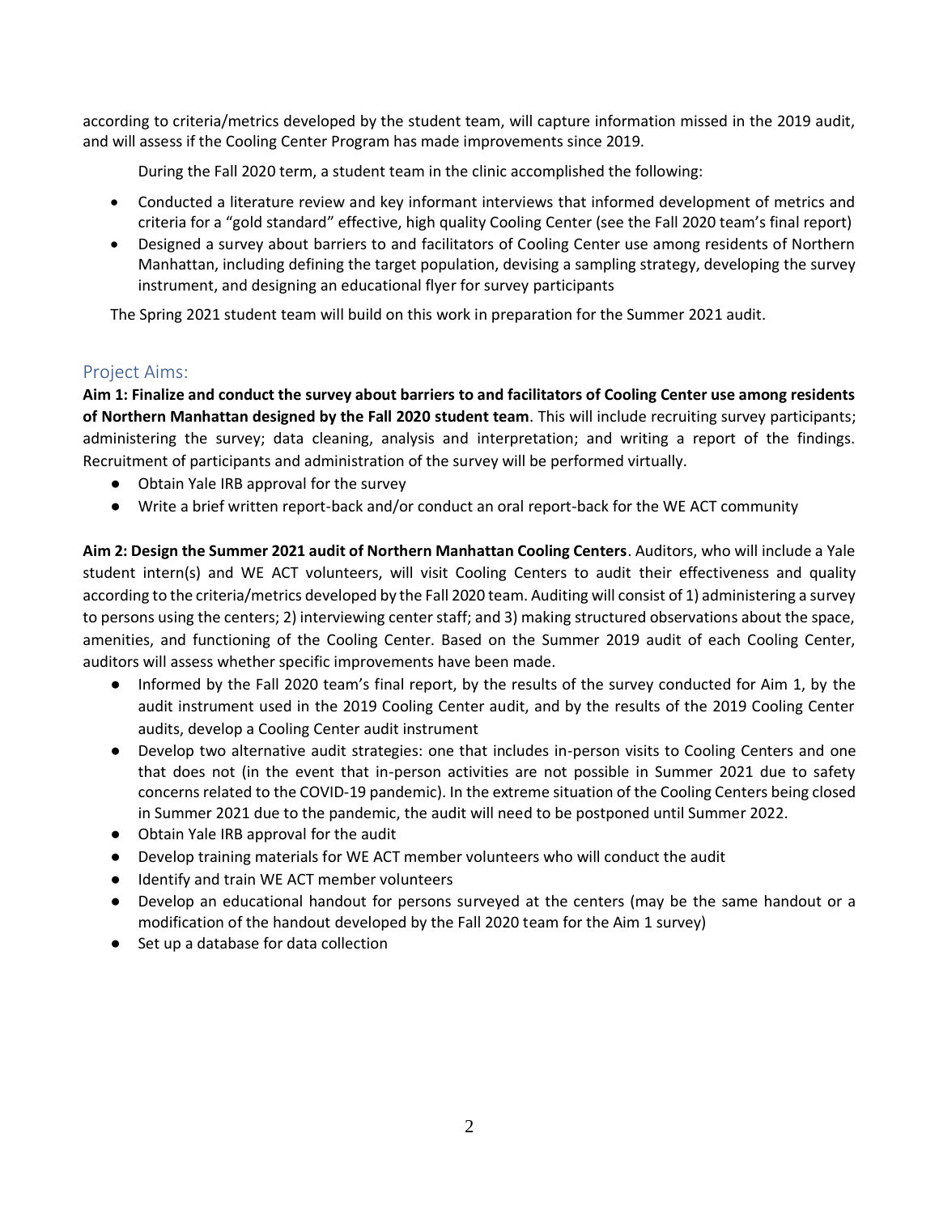according to criteria/metrics developed by the student team, will capture information missed in the 2019 audit, and will assess if the Cooling Center Program has made improvements since 2019.

During the Fall 2020 term, a student team in the clinic accomplished the following:

- Conducted a literature review and key informant interviews that informed development of metrics and criteria for a "gold standard" effective, high quality Cooling Center (see the Fall 2020 team's final report)
- Designed a survey about barriers to and facilitators of Cooling Center use among residents of Northern Manhattan, including defining the target population, devising a sampling strategy, developing the survey instrument, and designing an educational flyer for survey participants

The Spring 2021 student team will build on this work in preparation for the Summer 2021 audit.

## Project Aims:

**Aim 1: Finalize and conduct the survey about barriers to and facilitators of Cooling Center use among residents of Northern Manhattan designed by the Fall 2020 student team**. This will include recruiting survey participants; administering the survey; data cleaning, analysis and interpretation; and writing a report of the findings. Recruitment of participants and administration of the survey will be performed virtually.

- Obtain Yale IRB approval for the survey
- Write a brief written report-back and/or conduct an oral report-back for the WE ACT community

**Aim 2: Design the Summer 2021 audit of Northern Manhattan Cooling Centers**. Auditors, who will include a Yale student intern(s) and WE ACT volunteers, will visit Cooling Centers to audit their effectiveness and quality according to the criteria/metrics developed by the Fall 2020 team. Auditing will consist of 1) administering a survey to persons using the centers; 2) interviewing center staff; and 3) making structured observations about the space, amenities, and functioning of the Cooling Center. Based on the Summer 2019 audit of each Cooling Center, auditors will assess whether specific improvements have been made.

- Informed by the Fall 2020 team's final report, by the results of the survey conducted for Aim 1, by the audit instrument used in the 2019 Cooling Center audit, and by the results of the 2019 Cooling Center audits, develop a Cooling Center audit instrument
- Develop two alternative audit strategies: one that includes in-person visits to Cooling Centers and one that does not (in the event that in-person activities are not possible in Summer 2021 due to safety concerns related to the COVID-19 pandemic). In the extreme situation of the Cooling Centers being closed in Summer 2021 due to the pandemic, the audit will need to be postponed until Summer 2022.
- Obtain Yale IRB approval for the audit
- Develop training materials for WE ACT member volunteers who will conduct the audit
- Identify and train WE ACT member volunteers
- Develop an educational handout for persons surveyed at the centers (may be the same handout or a modification of the handout developed by the Fall 2020 team for the Aim 1 survey)
- Set up a database for data collection